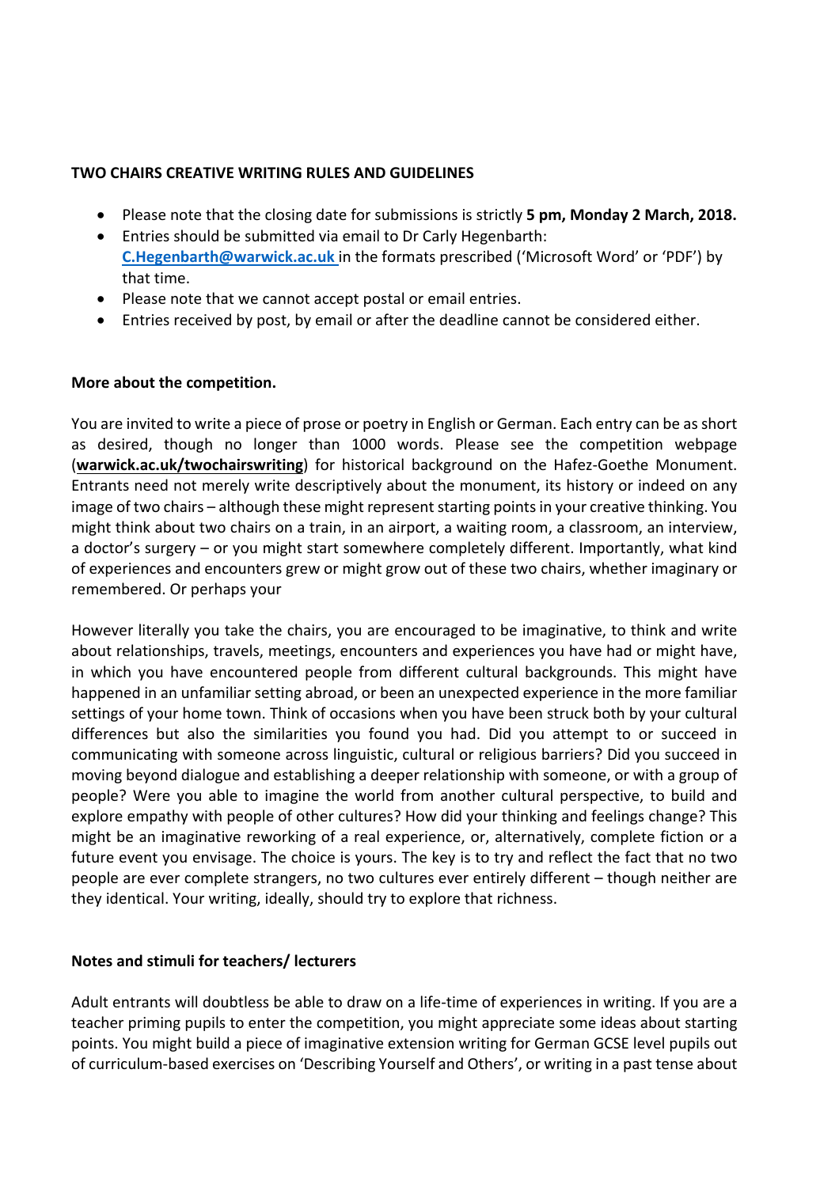**TWO CHAIRS CREATIVE WRITING RULES AND GUIDELINES**

- Please note that the closing date for submissions is strictly **5 pm, Monday 2 March, 2018.**
- Entries should be submitted via email to Dr Carly Hegenbarth: **C.Hegenbarth@warwick.ac.uk** in the formats prescribed ('Microsoft Word' or 'PDF') by that time.
- Please note that we cannot accept postal or email entries.
- Entries received by post, by email or after the deadline cannot be considered either.

**More about the competition.**

You are invited to write a piece of prose or poetry in English or German. Each entry can be as short as desired, though no longer than 1000 words. Please see the competition webpage (**warwick.ac.uk/twochairswriting**) for historical background on the Hafez-Goethe Monument. Entrants need not merely write descriptively about the monument, its history or indeed on any image of two chairs – although these might represent starting points in your creative thinking. You might think about two chairs on a train, in an airport, a waiting room, a classroom, an interview, a doctor's surgery – or you might start somewhere completely different. Importantly, what kind of experiences and encounters grew or might grow out of these two chairs, whether imaginary or remembered. Or perhaps your

However literally you take the chairs, you are encouraged to be imaginative, to think and write about relationships, travels, meetings, encounters and experiences you have had or might have, in which you have encountered people from different cultural backgrounds. This might have happened in an unfamiliar setting abroad, or been an unexpected experience in the more familiar settings of your home town. Think of occasions when you have been struck both by your cultural differences but also the similarities you found you had. Did you attempt to or succeed in communicating with someone across linguistic, cultural or religious barriers? Did you succeed in moving beyond dialogue and establishing a deeper relationship with someone, or with a group of people? Were you able to imagine the world from another cultural perspective, to build and explore empathy with people of other cultures? How did your thinking and feelings change? This might be an imaginative reworking of a real experience, or, alternatively, complete fiction or a future event you envisage. The choice is yours. The key is to try and reflect the fact that no two people are ever complete strangers, no two cultures ever entirely different – though neither are they identical. Your writing, ideally, should try to explore that richness.

**Notes and stimuli for teachers/ lecturers**

Adult entrants will doubtless be able to draw on a life-time of experiences in writing. If you are a teacher priming pupils to enter the competition, you might appreciate some ideas about starting points. You might build a piece of imaginative extension writing for German GCSE level pupils out of curriculum-based exercises on 'Describing Yourself and Others', or writing in a past tense about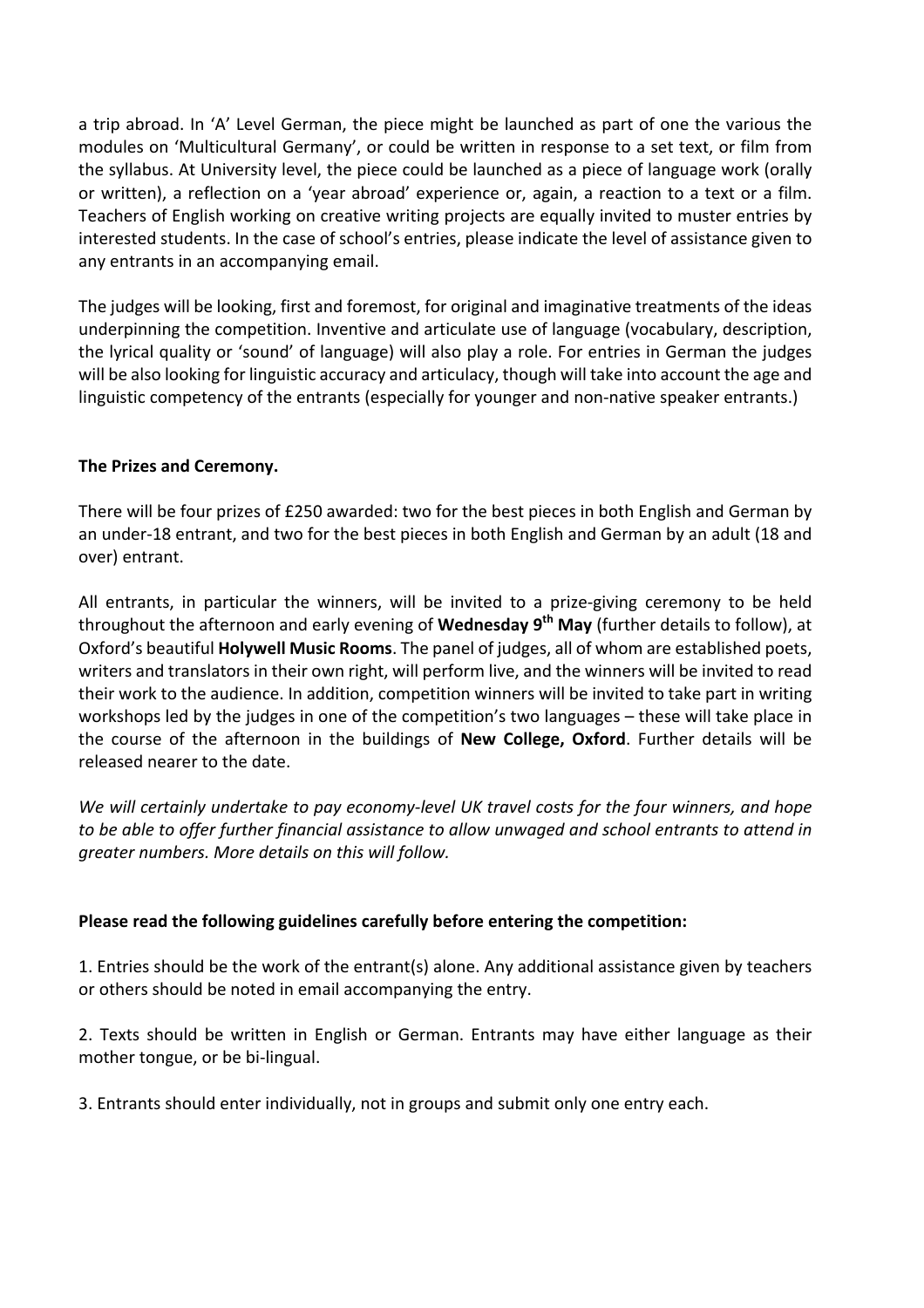a trip abroad. In 'A' Level German, the piece might be launched as part of one the various the modules on 'Multicultural Germany', or could be written in response to a set text, or film from the syllabus. At University level, the piece could be launched as a piece of language work (orally or written), a reflection on a 'year abroad' experience or, again, a reaction to a text or a film. Teachers of English working on creative writing projects are equally invited to muster entries by interested students. In the case of school's entries, please indicate the level of assistance given to any entrants in an accompanying email.

The judges will be looking, first and foremost, for original and imaginative treatments of the ideas underpinning the competition. Inventive and articulate use of language (vocabulary, description, the lyrical quality or 'sound' of language) will also play a role. For entries in German the judges will be also looking for linguistic accuracy and articulacy, though will take into account the age and linguistic competency of the entrants (especially for younger and non-native speaker entrants.)

**The Prizes and Ceremony.**

There will be four prizes of £250 awarded: two for the best pieces in both English and German by an under-18 entrant, and two for the best pieces in both English and German by an adult (18 and over) entrant.

All entrants, in particular the winners, will be invited to a prize-giving ceremony to be held throughout the afternoon and early evening of **Wednesday 9th May** (further details to follow), at Oxford's beautiful **Holywell Music Rooms**. The panel of judges, all of whom are established poets, writers and translators in their own right, will perform live, and the winners will be invited to read their work to the audience. In addition, competition winners will be invited to take part in writing workshops led by the judges in one of the competition's two languages – these will take place in the course of the afternoon in the buildings of **New College, Oxford**. Further details will be released nearer to the date.

*We will certainly undertake to pay economy-level UK travel costs for the four winners, and hope to be able to offer further financial assistance to allow unwaged and school entrants to attend in greater numbers. More details on this will follow.*

**Please read the following guidelines carefully before entering the competition:**

1. Entries should be the work of the entrant(s) alone. Any additional assistance given by teachers or others should be noted in email accompanying the entry.

2. Texts should be written in English or German. Entrants may have either language as their mother tongue, or be bi-lingual.

3. Entrants should enter individually, not in groups and submit only one entry each.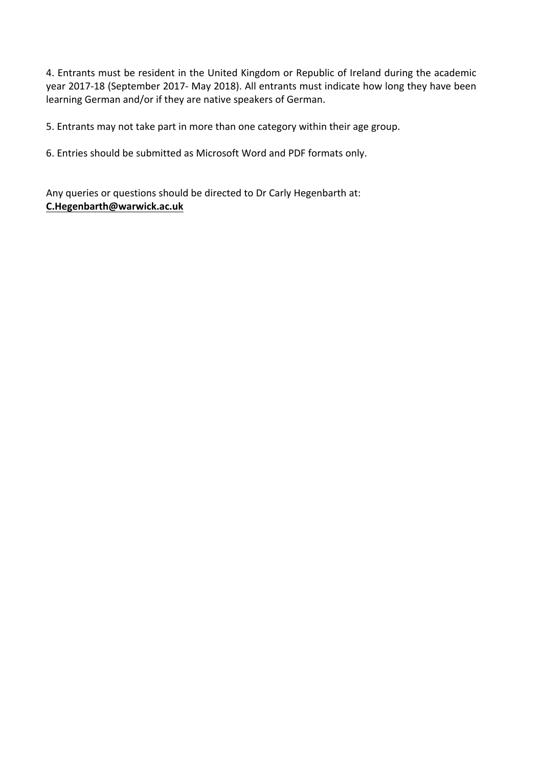4. Entrants must be resident in the United Kingdom or Republic of Ireland during the academic year 2017-18 (September 2017- May 2018). All entrants must indicate how long they have been learning German and/or if they are native speakers of German.

5. Entrants may not take part in more than one category within their age group.

6. Entries should be submitted as Microsoft Word and PDF formats only.

Any queries or questions should be directed to Dr Carly Hegenbarth at:
**C.Hegenbarth@warwick.ac.uk**